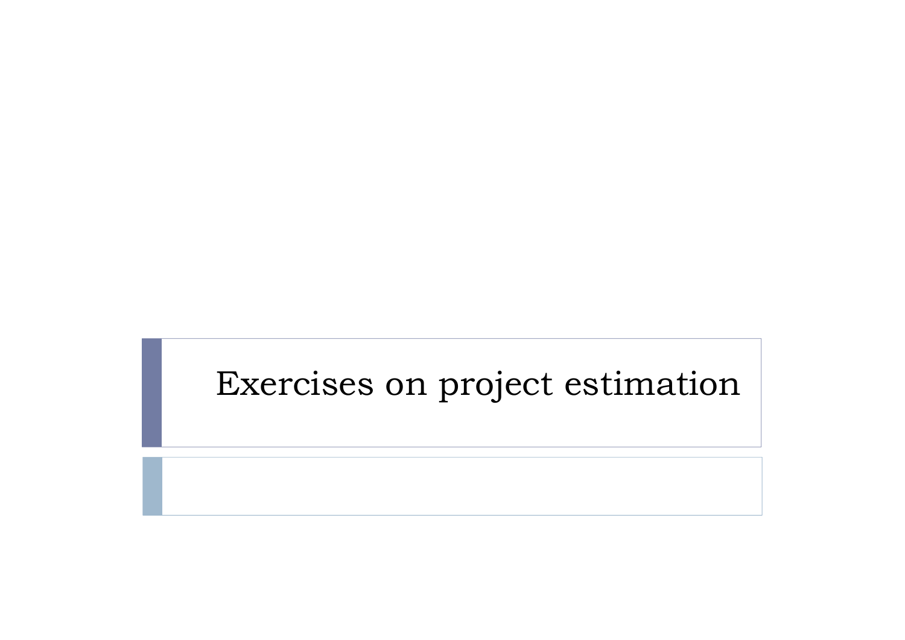# Exercises on project estimation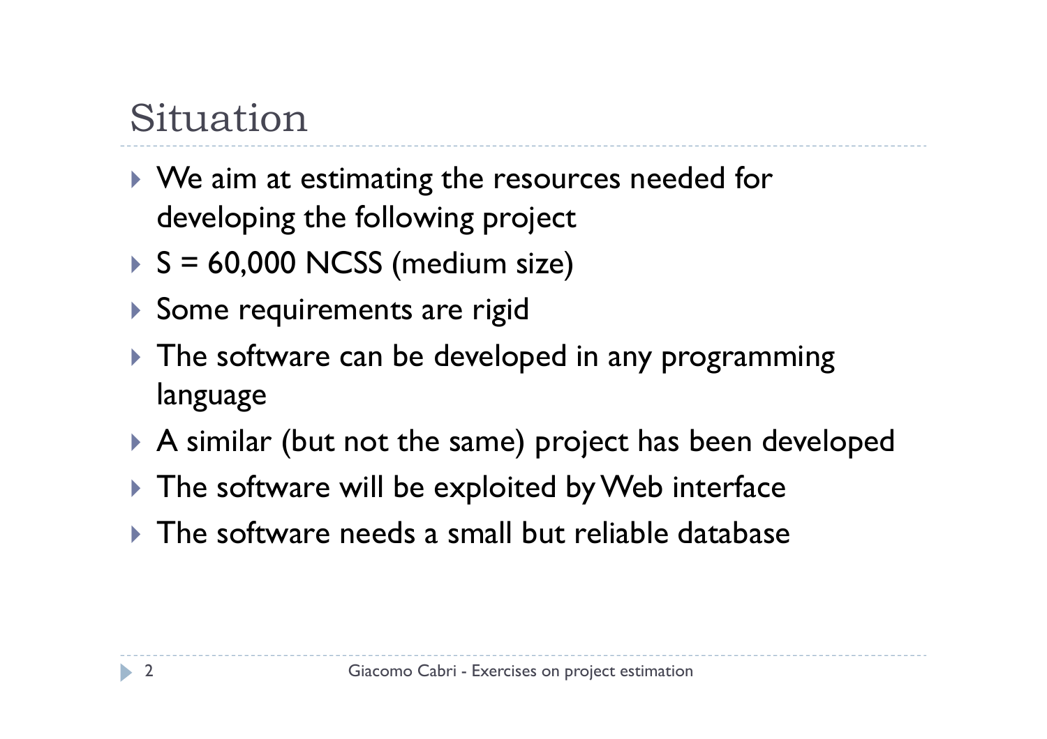# Situation

- We aim at estimating the resources needed for developing the following project
- S = 60,000 NCSS (medium size)
- Some requirements are rigid
- The software can be developed in any programming language
- A similar (but not the same) project has been developed
- The software will be exploited by Web interface
- The software needs a small but reliable database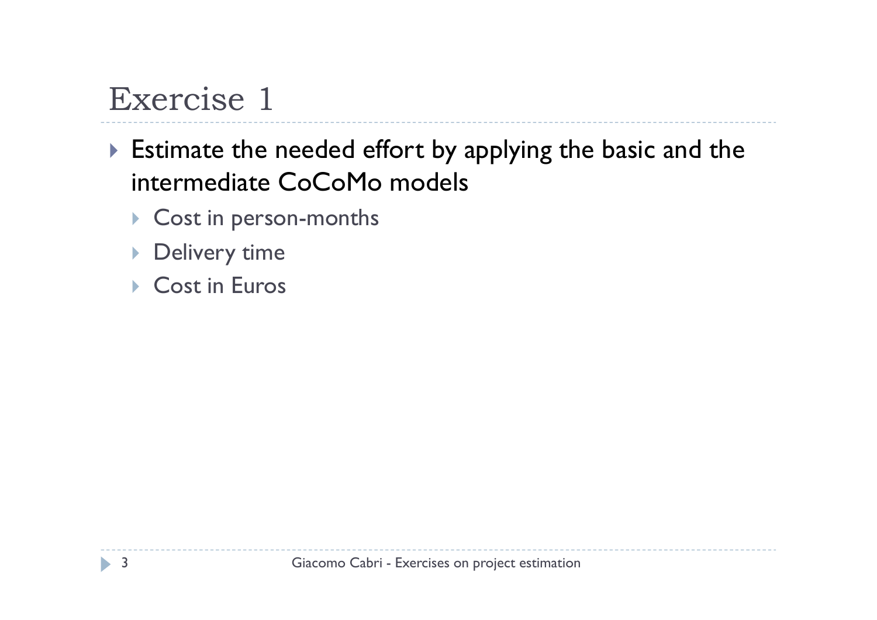# Exercise 1

- Estimate the needed effort by applying the basic and the intermediate CoCoMo models
  - Cost in person-months
  - Delivery time
  - Cost in Euros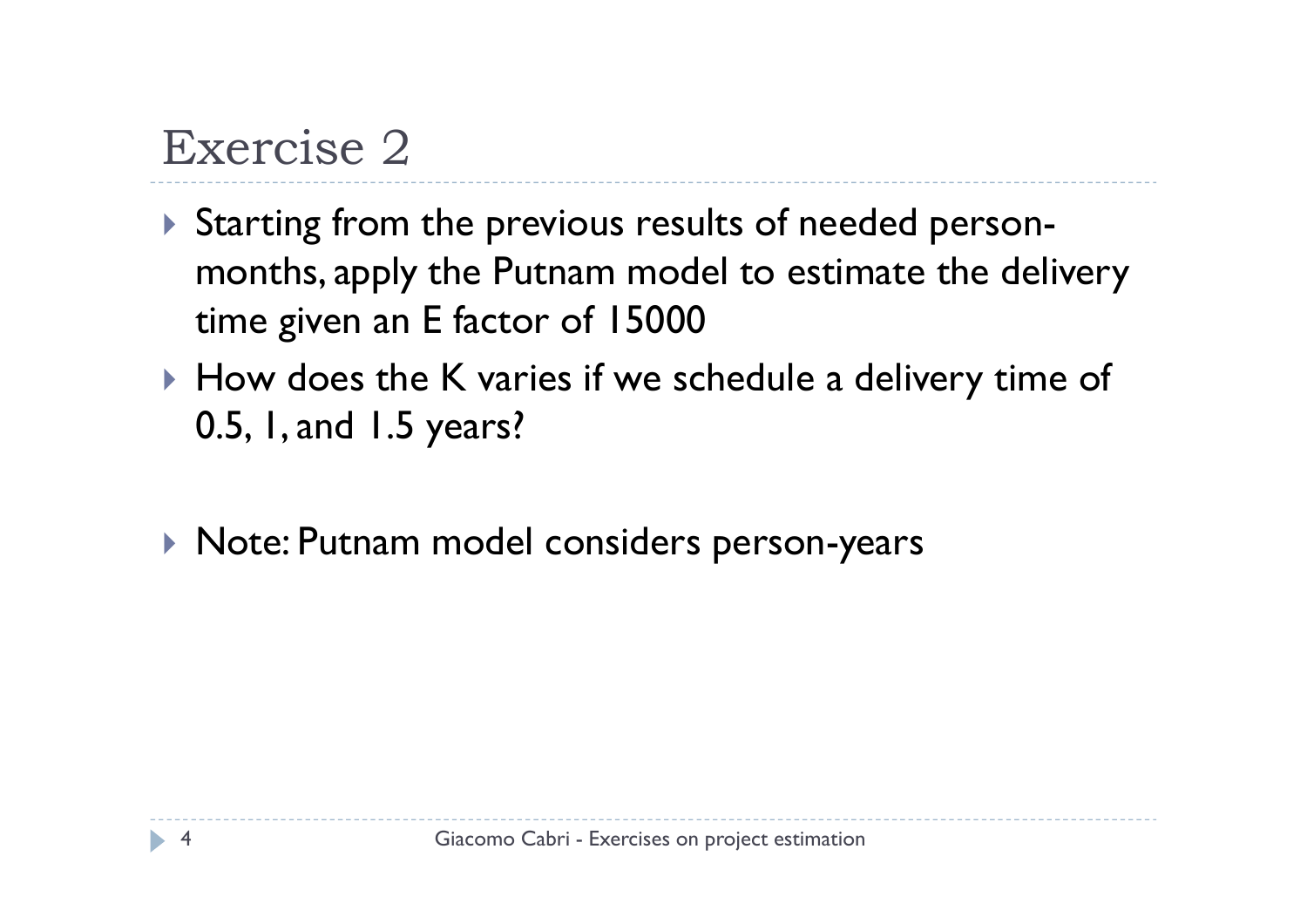# Exercise 2

- Starting from the previous results of needed person-months, apply the Putnam model to estimate the delivery time given an E factor of 15000
- How does the K varies if we schedule a delivery time of 0.5, 1, and 1.5 years?

- Note: Putnam model considers person-years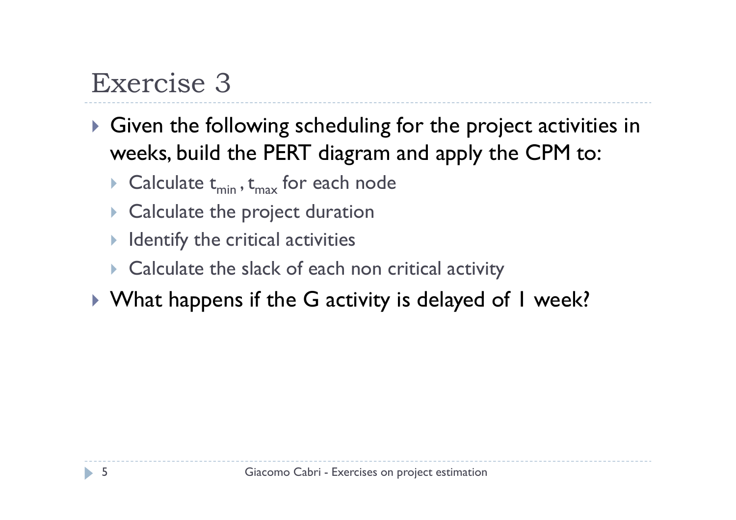# Exercise 3

- Given the following scheduling for the project activities in weeks, build the PERT diagram and apply the CPM to:
  - Calculate $t_{min}$ , $t_{max}$ for each node
  - Calculate the project duration
  - Identify the critical activities
  - Calculate the slack of each non critical activity
- What happens if the G activity is delayed of 1 week?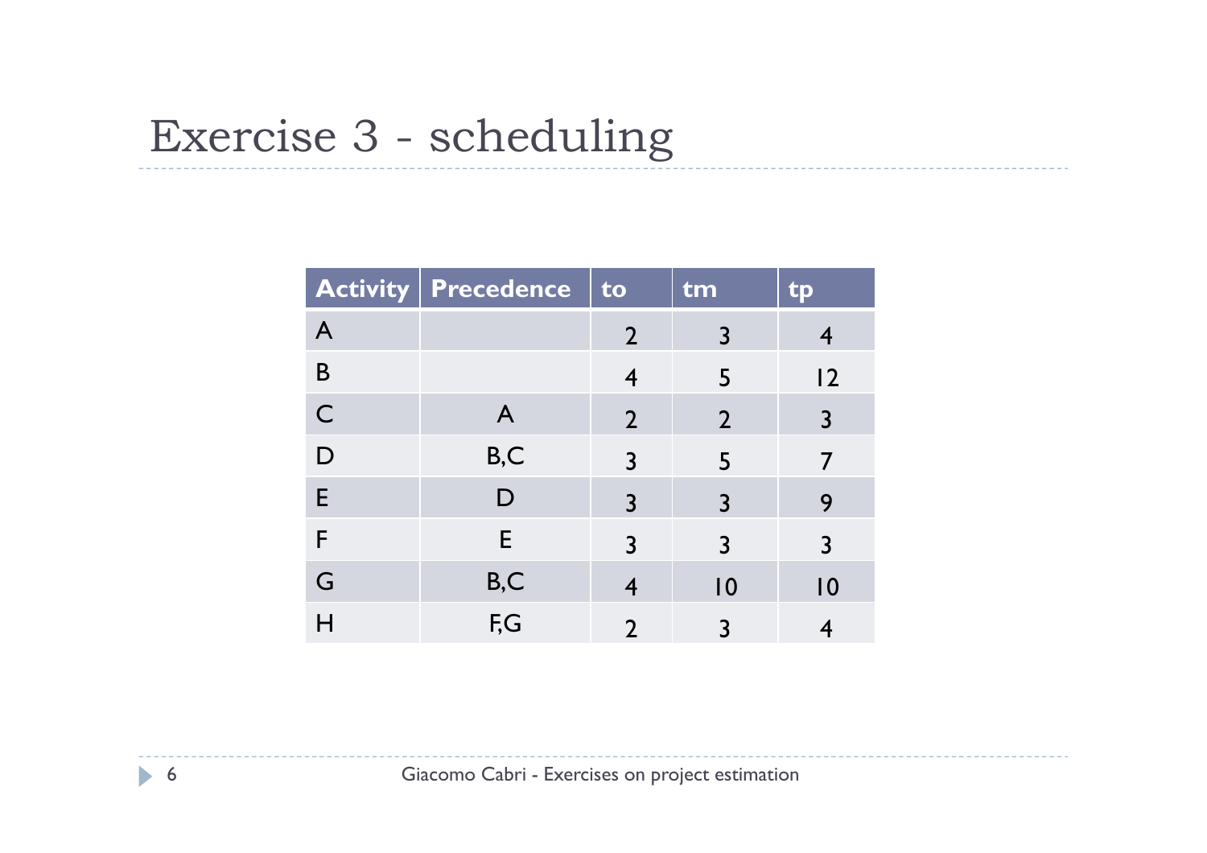# Exercise 3 - scheduling

| Activity | Precedence | to | tm | tp |
|---|---|---|---|---|
| A | | 2 | 3 | 4 |
| B | | 4 | 5 | 12 |
| C | A | 2 | 2 | 3 |
| D | B,C | 3 | 5 | 7 |
| E | D | 3 | 3 | 9 |
| F | E | 3 | 3 | 3 |
| G | B,C | 4 | 10 | 10 |
| H | F,G | 2 | 3 | 4 |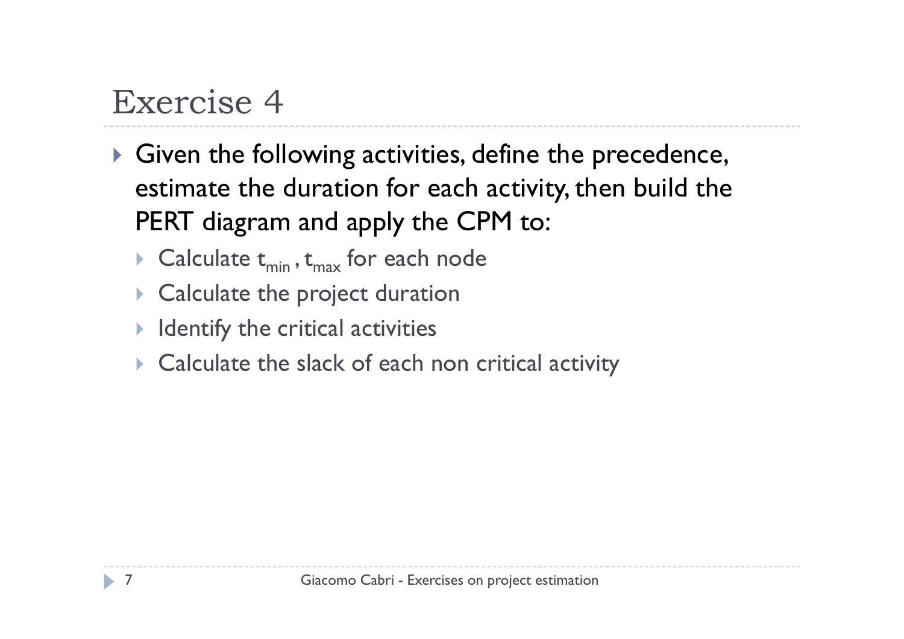# Exercise 4

- Given the following activities, define the precedence, estimate the duration for each activity, then build the PERT diagram and apply the CPM to:
  - Calculate $t_{min}$, $t_{max}$ for each node
  - Calculate the project duration
  - Identify the critical activities
  - Calculate the slack of each non critical activity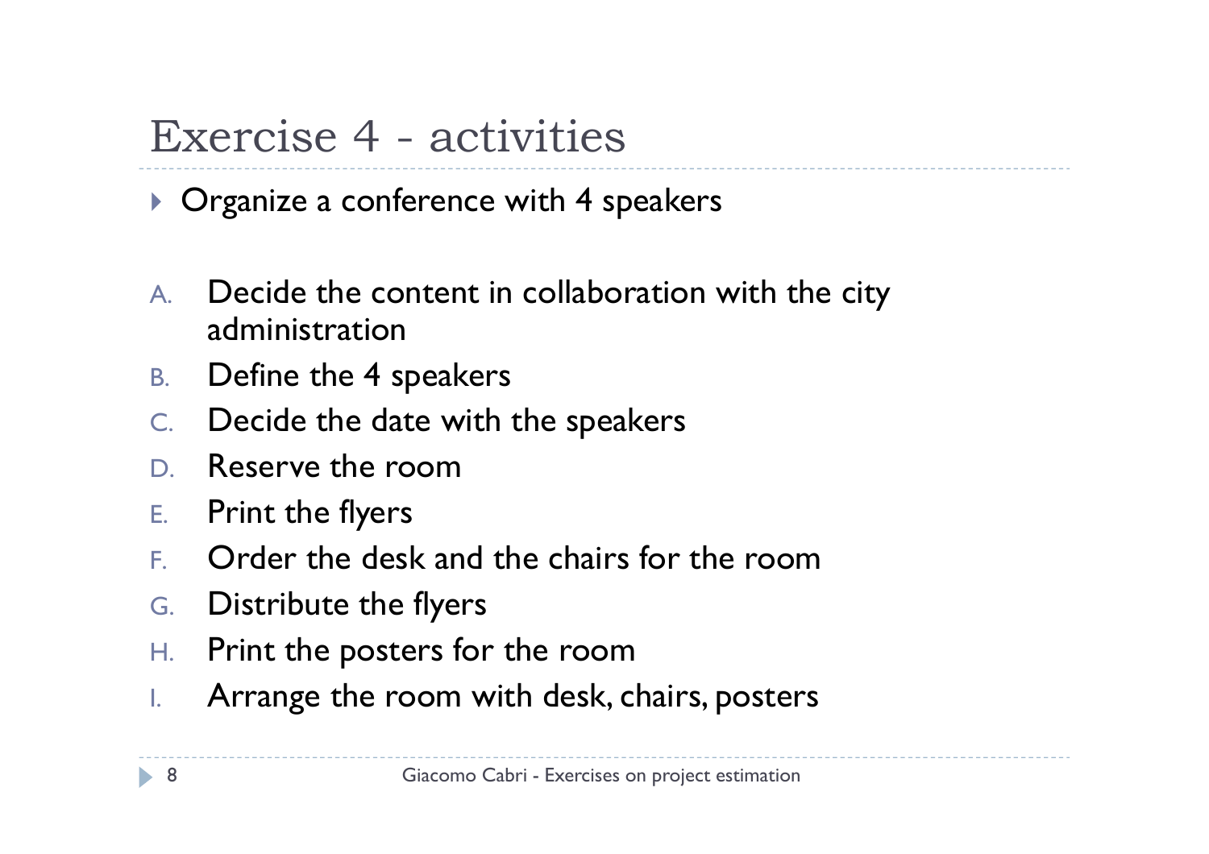# Exercise 4 - activities

- Organize a conference with 4 speakers

A. Decide the content in collaboration with the city administration
B. Define the 4 speakers
C. Decide the date with the speakers
D. Reserve the room
E. Print the flyers
F. Order the desk and the chairs for the room
G. Distribute the flyers
H. Print the posters for the room
I. Arrange the room with desk, chairs, posters